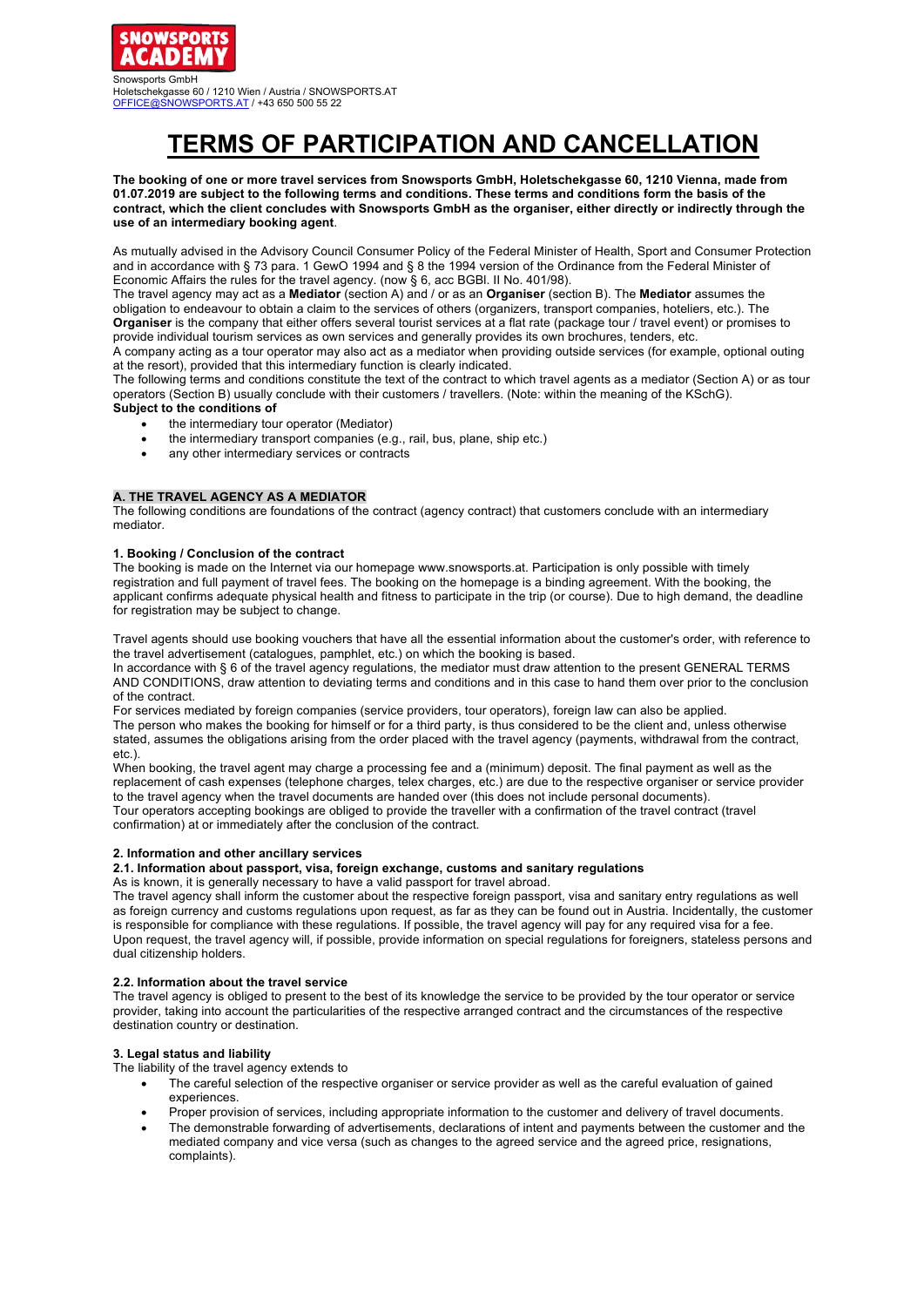SNOWSPORTS ACADEMY

Snowsports GmbH
Holetschekgasse 60 / 1210 Wien / Austria / SNOWSPORTS.AT
OFFICE@SNOWSPORTS.AT / +43 650 500 55 22

# TERMS OF PARTICIPATION AND CANCELLATION

**The booking of one or more travel services from Snowsports GmbH, Holetschekgasse 60, 1210 Vienna, made from 01.07.2019 are subject to the following terms and conditions. These terms and conditions form the basis of the contract, which the client concludes with Snowsports GmbH as the organiser, either directly or indirectly through the use of an intermediary booking agent**.

As mutually advised in the Advisory Council Consumer Policy of the Federal Minister of Health, Sport and Consumer Protection and in accordance with § 73 para. 1 GewO 1994 and § 8 the 1994 version of the Ordinance from the Federal Minister of Economic Affairs the rules for the travel agency. (now § 6, acc BGBl. II No. 401/98).
The travel agency may act as a **Mediator** (section A) and / or as an **Organiser** (section B). The **Mediator** assumes the obligation to endeavour to obtain a claim to the services of others (organizers, transport companies, hoteliers, etc.). The **Organiser** is the company that either offers several tourist services at a flat rate (package tour / travel event) or promises to provide individual tourism services as own services and generally provides its own brochures, tenders, etc.
A company acting as a tour operator may also act as a mediator when providing outside services (for example, optional outing at the resort), provided that this intermediary function is clearly indicated.
The following terms and conditions constitute the text of the contract to which travel agents as a mediator (Section A) or as tour operators (Section B) usually conclude with their customers / travellers. (Note: within the meaning of the KSchG).
**Subject to the conditions of**

- the intermediary tour operator (Mediator)
- the intermediary transport companies (e.g., rail, bus, plane, ship etc.)
- any other intermediary services or contracts

## A. THE TRAVEL AGENCY AS A MEDIATOR

The following conditions are foundations of the contract (agency contract) that customers conclude with an intermediary mediator.

### 1. Booking / Conclusion of the contract

The booking is made on the Internet via our homepage www.snowsports.at. Participation is only possible with timely registration and full payment of travel fees. The booking on the homepage is a binding agreement. With the booking, the applicant confirms adequate physical health and fitness to participate in the trip (or course). Due to high demand, the deadline for registration may be subject to change.

Travel agents should use booking vouchers that have all the essential information about the customer's order, with reference to the travel advertisement (catalogues, pamphlet, etc.) on which the booking is based.
In accordance with § 6 of the travel agency regulations, the mediator must draw attention to the present GENERAL TERMS AND CONDITIONS, draw attention to deviating terms and conditions and in this case to hand them over prior to the conclusion of the contract.
For services mediated by foreign companies (service providers, tour operators), foreign law can also be applied.
The person who makes the booking for himself or for a third party, is thus considered to be the client and, unless otherwise stated, assumes the obligations arising from the order placed with the travel agency (payments, withdrawal from the contract, etc.).
When booking, the travel agent may charge a processing fee and a (minimum) deposit. The final payment as well as the replacement of cash expenses (telephone charges, telex charges, etc.) are due to the respective organiser or service provider to the travel agency when the travel documents are handed over (this does not include personal documents).
Tour operators accepting bookings are obliged to provide the traveller with a confirmation of the travel contract (travel confirmation) at or immediately after the conclusion of the contract.

### 2. Information and other ancillary services

#### 2.1. Information about passport, visa, foreign exchange, customs and sanitary regulations

As is known, it is generally necessary to have a valid passport for travel abroad.
The travel agency shall inform the customer about the respective foreign passport, visa and sanitary entry regulations as well as foreign currency and customs regulations upon request, as far as they can be found out in Austria. Incidentally, the customer is responsible for compliance with these regulations. If possible, the travel agency will pay for any required visa for a fee.
Upon request, the travel agency will, if possible, provide information on special regulations for foreigners, stateless persons and dual citizenship holders.

#### 2.2. Information about the travel service

The travel agency is obliged to present to the best of its knowledge the service to be provided by the tour operator or service provider, taking into account the particularities of the respective arranged contract and the circumstances of the respective destination country or destination.

### 3. Legal status and liability

The liability of the travel agency extends to

- The careful selection of the respective organiser or service provider as well as the careful evaluation of gained experiences.
- Proper provision of services, including appropriate information to the customer and delivery of travel documents.
- The demonstrable forwarding of advertisements, declarations of intent and payments between the customer and the mediated company and vice versa (such as changes to the agreed service and the agreed price, resignations, complaints).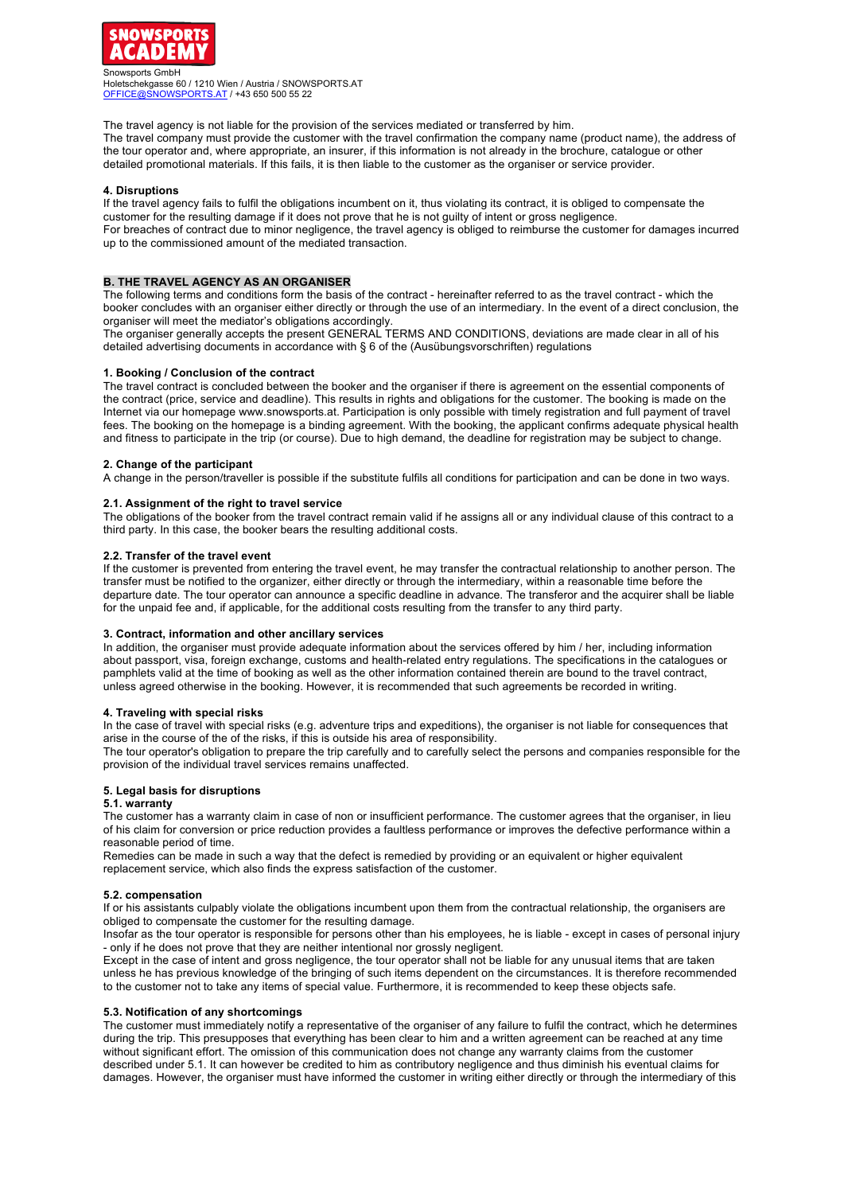The travel agency is not liable for the provision of the services mediated or transferred by him.
The travel company must provide the customer with the travel confirmation the company name (product name), the address of the tour operator and, where appropriate, an insurer, if this information is not already in the brochure, catalogue or other detailed promotional materials. If this fails, it is then liable to the customer as the organiser or service provider.

**4. Disruptions**

If the travel agency fails to fulfil the obligations incumbent on it, thus violating its contract, it is obliged to compensate the customer for the resulting damage if it does not prove that he is not guilty of intent or gross negligence.
For breaches of contract due to minor negligence, the travel agency is obliged to reimburse the customer for damages incurred up to the commissioned amount of the mediated transaction.

## B. THE TRAVEL AGENCY AS AN ORGANISER

The following terms and conditions form the basis of the contract - hereinafter referred to as the travel contract - which the booker concludes with an organiser either directly or through the use of an intermediary. In the event of a direct conclusion, the organiser will meet the mediator's obligations accordingly.
The organiser generally accepts the present GENERAL TERMS AND CONDITIONS, deviations are made clear in all of his detailed advertising documents in accordance with § 6 of the (Ausübungsvorschriften) regulations

**1. Booking / Conclusion of the contract**

The travel contract is concluded between the booker and the organiser if there is agreement on the essential components of the contract (price, service and deadline). This results in rights and obligations for the customer. The booking is made on the Internet via our homepage www.snowsports.at. Participation is only possible with timely registration and full payment of travel fees. The booking on the homepage is a binding agreement. With the booking, the applicant confirms adequate physical health and fitness to participate in the trip (or course). Due to high demand, the deadline for registration may be subject to change.

**2. Change of the participant**

A change in the person/traveller is possible if the substitute fulfils all conditions for participation and can be done in two ways.

**2.1. Assignment of the right to travel service**

The obligations of the booker from the travel contract remain valid if he assigns all or any individual clause of this contract to a third party. In this case, the booker bears the resulting additional costs.

**2.2. Transfer of the travel event**

If the customer is prevented from entering the travel event, he may transfer the contractual relationship to another person. The transfer must be notified to the organizer, either directly or through the intermediary, within a reasonable time before the departure date. The tour operator can announce a specific deadline in advance. The transferor and the acquirer shall be liable for the unpaid fee and, if applicable, for the additional costs resulting from the transfer to any third party.

**3. Contract, information and other ancillary services**

In addition, the organiser must provide adequate information about the services offered by him / her, including information about passport, visa, foreign exchange, customs and health-related entry regulations. The specifications in the catalogues or pamphlets valid at the time of booking as well as the other information contained therein are bound to the travel contract, unless agreed otherwise in the booking. However, it is recommended that such agreements be recorded in writing.

**4. Traveling with special risks**

In the case of travel with special risks (e.g. adventure trips and expeditions), the organiser is not liable for consequences that arise in the course of the of the risks, if this is outside his area of responsibility.
The tour operator's obligation to prepare the trip carefully and to carefully select the persons and companies responsible for the provision of the individual travel services remains unaffected.

**5. Legal basis for disruptions**

**5.1. warranty**

The customer has a warranty claim in case of non or insufficient performance. The customer agrees that the organiser, in lieu of his claim for conversion or price reduction provides a faultless performance or improves the defective performance within a reasonable period of time.
Remedies can be made in such a way that the defect is remedied by providing or an equivalent or higher equivalent replacement service, which also finds the express satisfaction of the customer.

**5.2. compensation**

If or his assistants culpably violate the obligations incumbent upon them from the contractual relationship, the organisers are obliged to compensate the customer for the resulting damage.
Insofar as the tour operator is responsible for persons other than his employees, he is liable - except in cases of personal injury - only if he does not prove that they are neither intentional nor grossly negligent.
Except in the case of intent and gross negligence, the tour operator shall not be liable for any unusual items that are taken unless he has previous knowledge of the bringing of such items dependent on the circumstances. It is therefore recommended to the customer not to take any items of special value. Furthermore, it is recommended to keep these objects safe.

**5.3. Notification of any shortcomings**

The customer must immediately notify a representative of the organiser of any failure to fulfil the contract, which he determines during the trip. This presupposes that everything has been clear to him and a written agreement can be reached at any time without significant effort. The omission of this communication does not change any warranty claims from the customer described under 5.1. It can however be credited to him as contributory negligence and thus diminish his eventual claims for damages. However, the organiser must have informed the customer in writing either directly or through the intermediary of this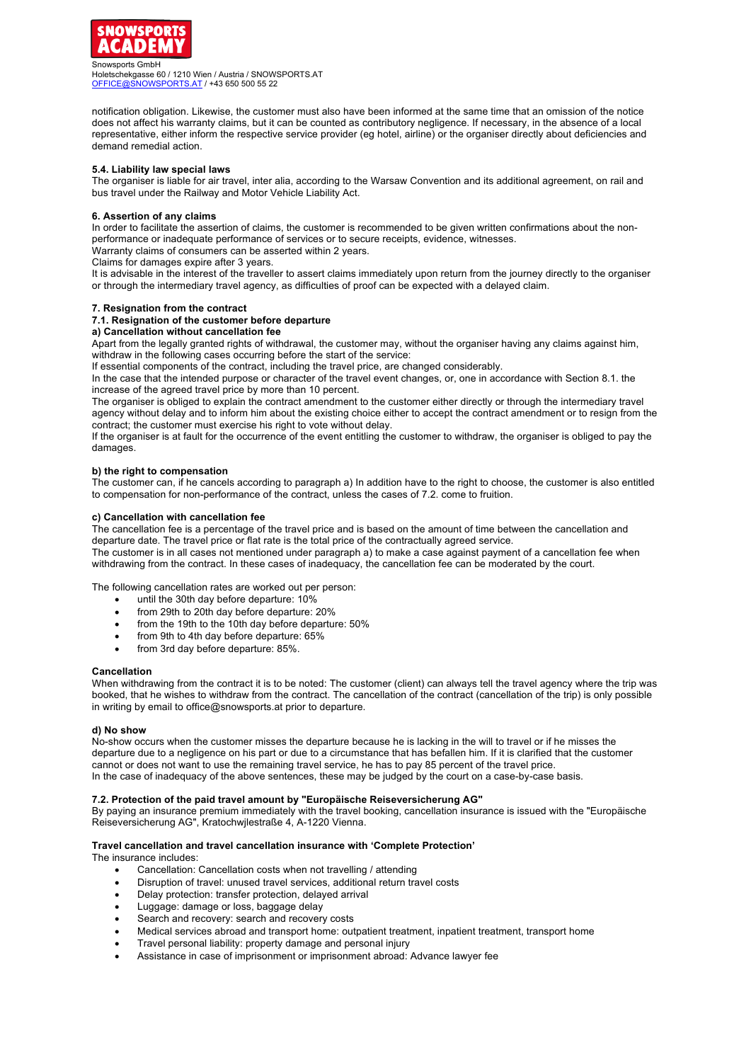notification obligation. Likewise, the customer must also have been informed at the same time that an omission of the notice does not affect his warranty claims, but it can be counted as contributory negligence. If necessary, in the absence of a local representative, either inform the respective service provider (eg hotel, airline) or the organiser directly about deficiencies and demand remedial action.

**5.4. Liability law special laws**

The organiser is liable for air travel, inter alia, according to the Warsaw Convention and its additional agreement, on rail and bus travel under the Railway and Motor Vehicle Liability Act.

## 6. Assertion of any claims

In order to facilitate the assertion of claims, the customer is recommended to be given written confirmations about the non-performance or inadequate performance of services or to secure receipts, evidence, witnesses.
Warranty claims of consumers can be asserted within 2 years.
Claims for damages expire after 3 years.
It is advisable in the interest of the traveller to assert claims immediately upon return from the journey directly to the organiser or through the intermediary travel agency, as difficulties of proof can be expected with a delayed claim.

## 7. Resignation from the contract

### 7.1. Resignation of the customer before departure

**a) Cancellation without cancellation fee**

Apart from the legally granted rights of withdrawal, the customer may, without the organiser having any claims against him, withdraw in the following cases occurring before the start of the service:
If essential components of the contract, including the travel price, are changed considerably.
In the case that the intended purpose or character of the travel event changes, or, one in accordance with Section 8.1. the increase of the agreed travel price by more than 10 percent.
The organiser is obliged to explain the contract amendment to the customer either directly or through the intermediary travel agency without delay and to inform him about the existing choice either to accept the contract amendment or to resign from the contract; the customer must exercise his right to vote without delay.
If the organiser is at fault for the occurrence of the event entitling the customer to withdraw, the organiser is obliged to pay the damages.

**b) the right to compensation**

The customer can, if he cancels according to paragraph a) In addition have to the right to choose, the customer is also entitled to compensation for non-performance of the contract, unless the cases of 7.2. come to fruition.

**c) Cancellation with cancellation fee**

The cancellation fee is a percentage of the travel price and is based on the amount of time between the cancellation and departure date. The travel price or flat rate is the total price of the contractually agreed service.
The customer is in all cases not mentioned under paragraph a) to make a case against payment of a cancellation fee when withdrawing from the contract. In these cases of inadequacy, the cancellation fee can be moderated by the court.

The following cancellation rates are worked out per person:

- until the 30th day before departure: 10%
- from 29th to 20th day before departure: 20%
- from the 19th to the 10th day before departure: 50%
- from 9th to 4th day before departure: 65%
- from 3rd day before departure: 85%.

**Cancellation**

When withdrawing from the contract it is to be noted: The customer (client) can always tell the travel agency where the trip was booked, that he wishes to withdraw from the contract. The cancellation of the contract (cancellation of the trip) is only possible in writing by email to office@snowsports.at prior to departure.

**d) No show**

No-show occurs when the customer misses the departure because he is lacking in the will to travel or if he misses the departure due to a negligence on his part or due to a circumstance that has befallen him. If it is clarified that the customer cannot or does not want to use the remaining travel service, he has to pay 85 percent of the travel price.
In the case of inadequacy of the above sentences, these may be judged by the court on a case-by-case basis.

### 7.2. Protection of the paid travel amount by "Europäische Reiseversicherung AG"

By paying an insurance premium immediately with the travel booking, cancellation insurance is issued with the "Europäische Reiseversicherung AG", Kratochwjlestraße 4, A-1220 Vienna.

**Travel cancellation and travel cancellation insurance with 'Complete Protection'**

The insurance includes:

- Cancellation: Cancellation costs when not travelling / attending
- Disruption of travel: unused travel services, additional return travel costs
- Delay protection: transfer protection, delayed arrival
- Luggage: damage or loss, baggage delay
- Search and recovery: search and recovery costs
- Medical services abroad and transport home: outpatient treatment, inpatient treatment, transport home
- Travel personal liability: property damage and personal injury
- Assistance in case of imprisonment or imprisonment abroad: Advance lawyer fee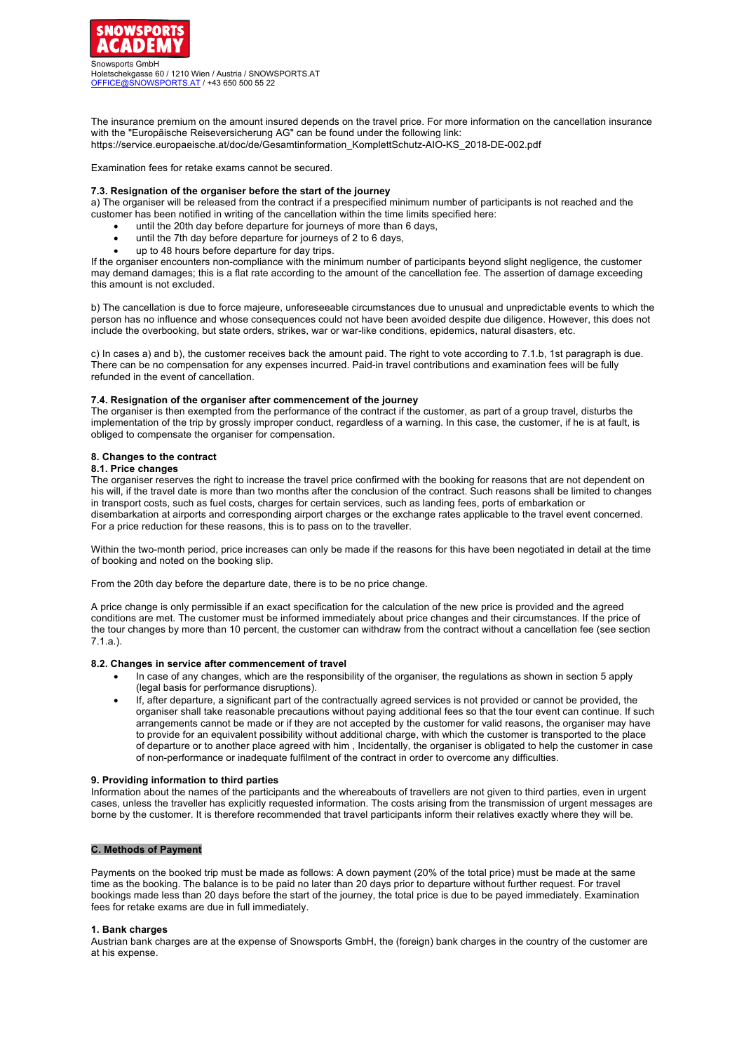The insurance premium on the amount insured depends on the travel price. For more information on the cancellation insurance with the "Europäische Reiseversicherung AG" can be found under the following link: https://service.europaeische.at/doc/de/Gesamtinformation_KomplettSchutz-AIO-KS_2018-DE-002.pdf

Examination fees for retake exams cannot be secured.

#### 7.3. Resignation of the organiser before the start of the journey

a) The organiser will be released from the contract if a prespecified minimum number of participants is not reached and the customer has been notified in writing of the cancellation within the time limits specified here:

- until the 20th day before departure for journeys of more than 6 days,
- until the 7th day before departure for journeys of 2 to 6 days,
- up to 48 hours before departure for day trips.

If the organiser encounters non-compliance with the minimum number of participants beyond slight negligence, the customer may demand damages; this is a flat rate according to the amount of the cancellation fee. The assertion of damage exceeding this amount is not excluded.

b) The cancellation is due to force majeure, unforeseeable circumstances due to unusual and unpredictable events to which the person has no influence and whose consequences could not have been avoided despite due diligence. However, this does not include the overbooking, but state orders, strikes, war or war-like conditions, epidemics, natural disasters, etc.

c) In cases a) and b), the customer receives back the amount paid. The right to vote according to 7.1.b, 1st paragraph is due. There can be no compensation for any expenses incurred. Paid-in travel contributions and examination fees will be fully refunded in the event of cancellation.

#### 7.4. Resignation of the organiser after commencement of the journey

The organiser is then exempted from the performance of the contract if the customer, as part of a group travel, disturbs the implementation of the trip by grossly improper conduct, regardless of a warning. In this case, the customer, if he is at fault, is obliged to compensate the organiser for compensation.

### 8. Changes to the contract

#### 8.1. Price changes

The organiser reserves the right to increase the travel price confirmed with the booking for reasons that are not dependent on his will, if the travel date is more than two months after the conclusion of the contract. Such reasons shall be limited to changes in transport costs, such as fuel costs, charges for certain services, such as landing fees, ports of embarkation or disembarkation at airports and corresponding airport charges or the exchange rates applicable to the travel event concerned. For a price reduction for these reasons, this is to pass on to the traveller.

Within the two-month period, price increases can only be made if the reasons for this have been negotiated in detail at the time of booking and noted on the booking slip.

From the 20th day before the departure date, there is to be no price change.

A price change is only permissible if an exact specification for the calculation of the new price is provided and the agreed conditions are met. The customer must be informed immediately about price changes and their circumstances. If the price of the tour changes by more than 10 percent, the customer can withdraw from the contract without a cancellation fee (see section 7.1.a.).

#### 8.2. Changes in service after commencement of travel

- In case of any changes, which are the responsibility of the organiser, the regulations as shown in section 5 apply (legal basis for performance disruptions).
- If, after departure, a significant part of the contractually agreed services is not provided or cannot be provided, the organiser shall take reasonable precautions without paying additional fees so that the tour event can continue. If such arrangements cannot be made or if they are not accepted by the customer for valid reasons, the organiser may have to provide for an equivalent possibility without additional charge, with which the customer is transported to the place of departure or to another place agreed with him , Incidentally, the organiser is obligated to help the customer in case of non-performance or inadequate fulfilment of the contract in order to overcome any difficulties.

### 9. Providing information to third parties

Information about the names of the participants and the whereabouts of travellers are not given to third parties, even in urgent cases, unless the traveller has explicitly requested information. The costs arising from the transmission of urgent messages are borne by the customer. It is therefore recommended that travel participants inform their relatives exactly where they will be.

## C. Methods of Payment

Payments on the booked trip must be made as follows: A down payment (20% of the total price) must be made at the same time as the booking. The balance is to be paid no later than 20 days prior to departure without further request. For travel bookings made less than 20 days before the start of the journey, the total price is due to be payed immediately. Examination fees for retake exams are due in full immediately.

### 1. Bank charges

Austrian bank charges are at the expense of Snowsports GmbH, the (foreign) bank charges in the country of the customer are at his expense.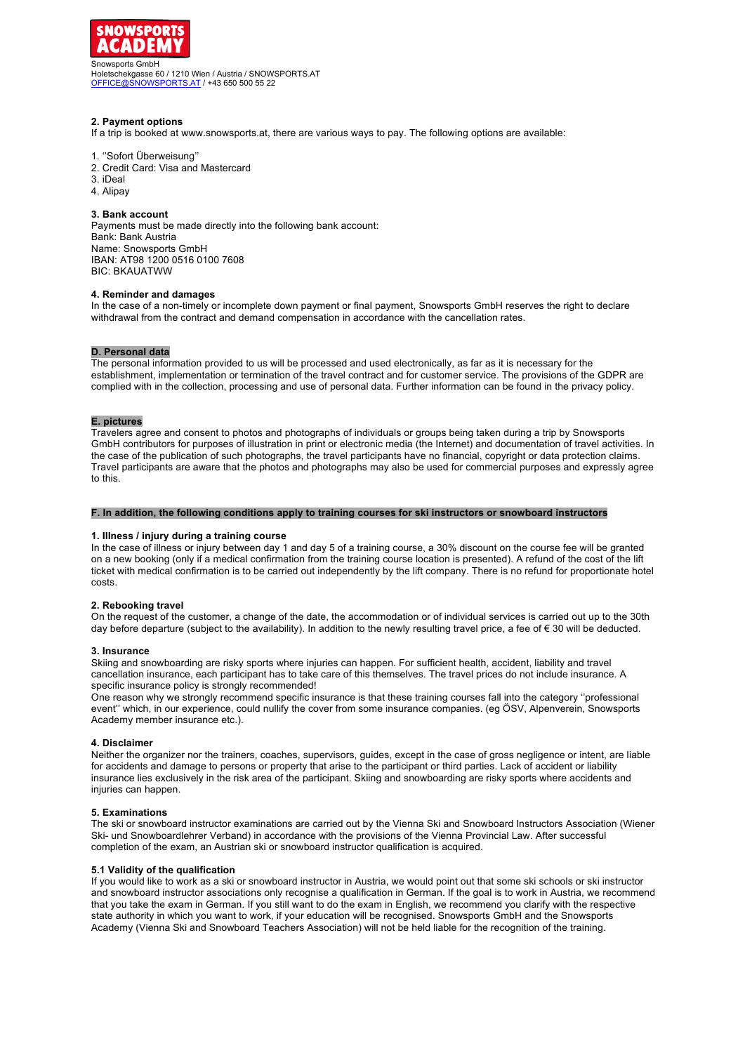Snowsports GmbH
Holetschekgasse 60 / 1210 Wien / Austria / SNOWSPORTS.AT
OFFICE@SNOWSPORTS.AT / +43 650 500 55 22

### 2. Payment options

If a trip is booked at www.snowsports.at, there are various ways to pay. The following options are available:

1. ''Sofort Überweisung''
2. Credit Card: Visa and Mastercard
3. iDeal
4. Alipay

### 3. Bank account

Payments must be made directly into the following bank account:
Bank: Bank Austria
Name: Snowsports GmbH
IBAN: AT98 1200 0516 0100 7608
BIC: BKAUATWW

### 4. Reminder and damages

In the case of a non-timely or incomplete down payment or final payment, Snowsports GmbH reserves the right to declare withdrawal from the contract and demand compensation in accordance with the cancellation rates.

## D. Personal data

The personal information provided to us will be processed and used electronically, as far as it is necessary for the establishment, implementation or termination of the travel contract and for customer service. The provisions of the GDPR are complied with in the collection, processing and use of personal data. Further information can be found in the privacy policy.

## E. pictures

Travelers agree and consent to photos and photographs of individuals or groups being taken during a trip by Snowsports GmbH contributors for purposes of illustration in print or electronic media (the Internet) and documentation of travel activities. In the case of the publication of such photographs, the travel participants have no financial, copyright or data protection claims. Travel participants are aware that the photos and photographs may also be used for commercial purposes and expressly agree to this.

## F. In addition, the following conditions apply to training courses for ski instructors or snowboard instructors

### 1. Illness / injury during a training course

In the case of illness or injury between day 1 and day 5 of a training course, a 30% discount on the course fee will be granted on a new booking (only if a medical confirmation from the training course location is presented). A refund of the cost of the lift ticket with medical confirmation is to be carried out independently by the lift company. There is no refund for proportionate hotel costs.

### 2. Rebooking travel

On the request of the customer, a change of the date, the accommodation or of individual services is carried out up to the 30th day before departure (subject to the availability). In addition to the newly resulting travel price, a fee of € 30 will be deducted.

### 3. Insurance

Skiing and snowboarding are risky sports where injuries can happen. For sufficient health, accident, liability and travel cancellation insurance, each participant has to take care of this themselves. The travel prices do not include insurance. A specific insurance policy is strongly recommended!
One reason why we strongly recommend specific insurance is that these training courses fall into the category ''professional event'' which, in our experience, could nullify the cover from some insurance companies. (eg ÖSV, Alpenverein, Snowsports Academy member insurance etc.).

### 4. Disclaimer

Neither the organizer nor the trainers, coaches, supervisors, guides, except in the case of gross negligence or intent, are liable for accidents and damage to persons or property that arise to the participant or third parties. Lack of accident or liability insurance lies exclusively in the risk area of the participant. Skiing and snowboarding are risky sports where accidents and injuries can happen.

### 5. Examinations

The ski or snowboard instructor examinations are carried out by the Vienna Ski and Snowboard Instructors Association (Wiener Ski- und Snowboardlehrer Verband) in accordance with the provisions of the Vienna Provincial Law. After successful completion of the exam, an Austrian ski or snowboard instructor qualification is acquired.

### 5.1 Validity of the qualification

If you would like to work as a ski or snowboard instructor in Austria, we would point out that some ski schools or ski instructor and snowboard instructor associations only recognise a qualification in German. If the goal is to work in Austria, we recommend that you take the exam in German. If you still want to do the exam in English, we recommend you clarify with the respective state authority in which you want to work, if your education will be recognised. Snowsports GmbH and the Snowsports Academy (Vienna Ski and Snowboard Teachers Association) will not be held liable for the recognition of the training.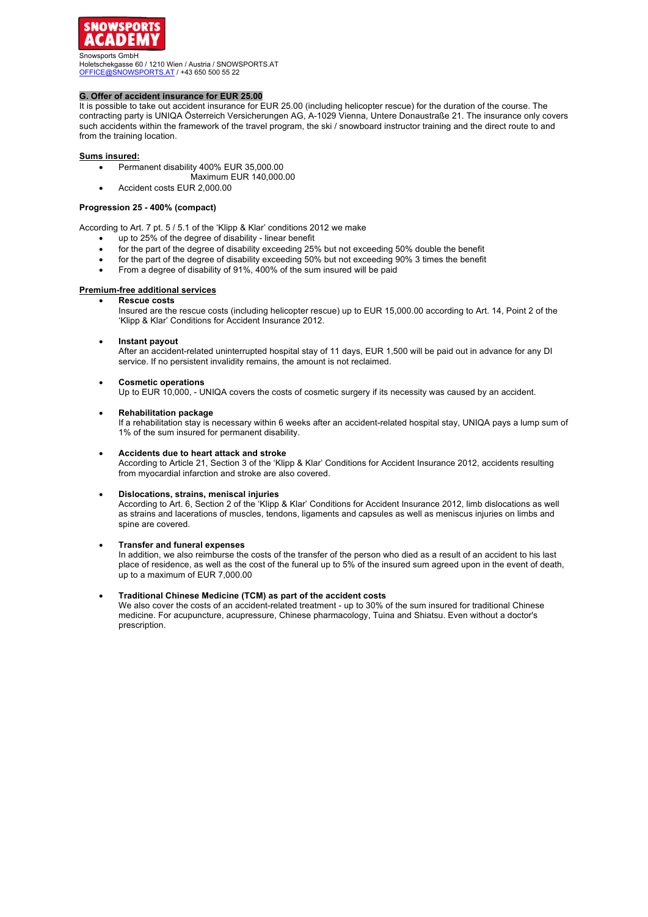Snowsports GmbH
Holetschekgasse 60 / 1210 Wien / Austria / SNOWSPORTS.AT
OFFICE@SNOWSPORTS.AT / +43 650 500 55 22

## G. Offer of accident insurance for EUR 25.00

It is possible to take out accident insurance for EUR 25.00 (including helicopter rescue) for the duration of the course. The contracting party is UNIQA Österreich Versicherungen AG, A-1029 Vienna, Untere Donaustraße 21. The insurance only covers such accidents within the framework of the travel program, the ski / snowboard instructor training and the direct route to and from the training location.

**Sums insured:**

- Permanent disability 400% EUR 35,000.00
  Maximum EUR 140,000.00
- Accident costs EUR 2,000.00

**Progression 25 - 400% (compact)**

According to Art. 7 pt. 5 / 5.1 of the 'Klipp & Klar' conditions 2012 we make

- up to 25% of the degree of disability - linear benefit
- for the part of the degree of disability exceeding 25% but not exceeding 50% double the benefit
- for the part of the degree of disability exceeding 50% but not exceeding 90% 3 times the benefit
- From a degree of disability of 91%, 400% of the sum insured will be paid

**Premium-free additional services**

- **Rescue costs**
  Insured are the rescue costs (including helicopter rescue) up to EUR 15,000.00 according to Art. 14, Point 2 of the 'Klipp & Klar' Conditions for Accident Insurance 2012.

- **Instant payout**
  After an accident-related uninterrupted hospital stay of 11 days, EUR 1,500 will be paid out in advance for any DI service. If no persistent invalidity remains, the amount is not reclaimed.

- **Cosmetic operations**
  Up to EUR 10,000, - UNIQA covers the costs of cosmetic surgery if its necessity was caused by an accident.

- **Rehabilitation package**
  If a rehabilitation stay is necessary within 6 weeks after an accident-related hospital stay, UNIQA pays a lump sum of 1% of the sum insured for permanent disability.

- **Accidents due to heart attack and stroke**
  According to Article 21, Section 3 of the 'Klipp & Klar' Conditions for Accident Insurance 2012, accidents resulting from myocardial infarction and stroke are also covered.

- **Dislocations, strains, meniscal injuries**
  According to Art. 6, Section 2 of the 'Klipp & Klar' Conditions for Accident Insurance 2012, limb dislocations as well as strains and lacerations of muscles, tendons, ligaments and capsules as well as meniscus injuries on limbs and spine are covered.

- **Transfer and funeral expenses**
  In addition, we also reimburse the costs of the transfer of the person who died as a result of an accident to his last place of residence, as well as the cost of the funeral up to 5% of the insured sum agreed upon in the event of death, up to a maximum of EUR 7,000.00

- **Traditional Chinese Medicine (TCM) as part of the accident costs**
  We also cover the costs of an accident-related treatment - up to 30% of the sum insured for traditional Chinese medicine. For acupuncture, acupressure, Chinese pharmacology, Tuina and Shiatsu. Even without a doctor's prescription.